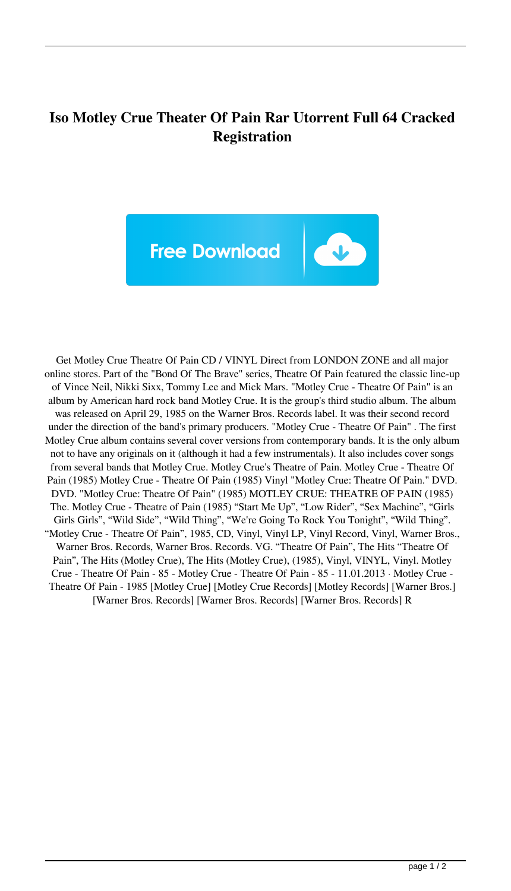# Iso Motley Crue Theater Of Pain Rar Utorrent Full 64 Cracked Registration

Free Download

Get Motley Crue Theatre Of Pain CD / VINYL Direct from LONDON ZONE and all major online stores. Part of the "Bond Of The Brave" series, Theatre Of Pain featured the classic line-up of Vince Neil, Nikki Sixx, Tommy Lee and Mick Mars. "Motley Crue - Theatre Of Pain" is an album by American hard rock band Motley Crue. It is the group's third studio album. The album was released on April 29, 1985 on the Warner Bros. Records label. It was their second record under the direction of the band's primary producers. "Motley Crue - Theatre Of Pain" . The first Motley Crue album contains several cover versions from contemporary bands. It is the only album not to have any originals on it (although it had a few instrumentals). It also includes cover songs from several bands that Motley Crue. Motley Crue's Theatre of Pain. Motley Crue - Theatre Of Pain (1985) Motley Crue - Theatre Of Pain (1985) Vinyl "Motley Crue: Theatre Of Pain." DVD. DVD. "Motley Crue: Theatre Of Pain" (1985) MOTLEY CRUE: THEATRE OF PAIN (1985) The. Motley Crue - Theatre of Pain (1985) "Start Me Up", "Low Rider", "Sex Machine", "Girls Girls Girls", "Wild Side", "Wild Thing", "We're Going To Rock You Tonight", "Wild Thing". "Motley Crue - Theatre Of Pain", 1985, CD, Vinyl, Vinyl LP, Vinyl Record, Vinyl, Warner Bros., Warner Bros. Records, Warner Bros. Records. VG. "Theatre Of Pain", The Hits "Theatre Of Pain", The Hits (Motley Crue), The Hits (Motley Crue), (1985), Vinyl, VINYL, Vinyl. Motley Crue - Theatre Of Pain - 85 - Motley Crue - Theatre Of Pain - 85 - 11.01.2013 · Motley Crue - Theatre Of Pain - 1985 [Motley Crue] [Motley Crue Records] [Motley Records] [Warner Bros.] [Warner Bros. Records] [Warner Bros. Records] [Warner Bros. Records] R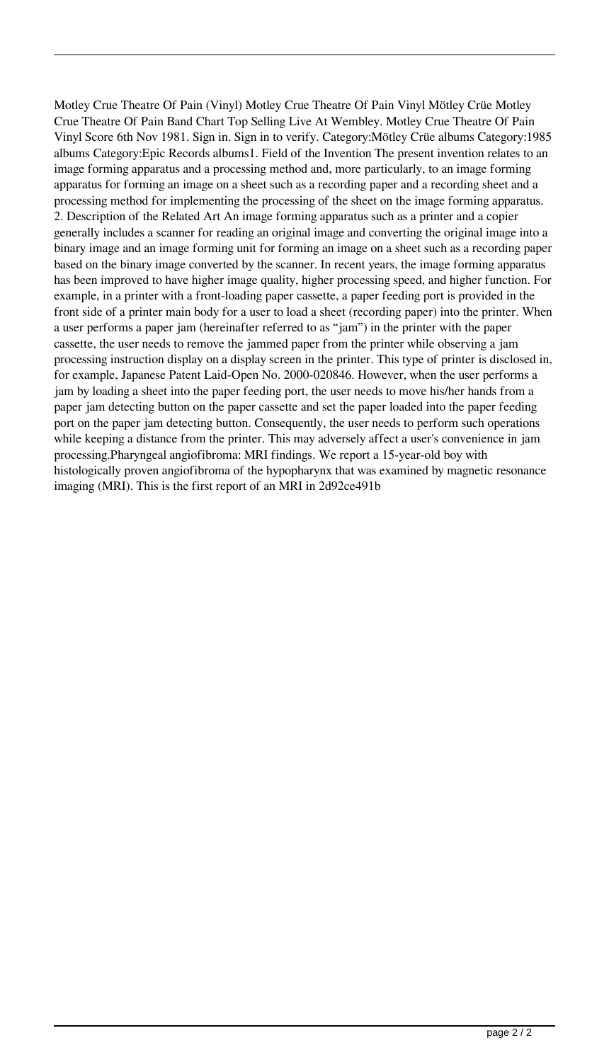Motley Crue Theatre Of Pain (Vinyl) Motley Crue Theatre Of Pain Vinyl Mötley Crüe Motley Crue Theatre Of Pain Band Chart Top Selling Live At Wembley. Motley Crue Theatre Of Pain Vinyl Score 6th Nov 1981. Sign in. Sign in to verify. Category:Mötley Crüe albums Category:1985 albums Category:Epic Records albums1. Field of the Invention The present invention relates to an image forming apparatus and a processing method and, more particularly, to an image forming apparatus for forming an image on a sheet such as a recording paper and a recording sheet and a processing method for implementing the processing of the sheet on the image forming apparatus. 2. Description of the Related Art An image forming apparatus such as a printer and a copier generally includes a scanner for reading an original image and converting the original image into a binary image and an image forming unit for forming an image on a sheet such as a recording paper based on the binary image converted by the scanner. In recent years, the image forming apparatus has been improved to have higher image quality, higher processing speed, and higher function. For example, in a printer with a front-loading paper cassette, a paper feeding port is provided in the front side of a printer main body for a user to load a sheet (recording paper) into the printer. When a user performs a paper jam (hereinafter referred to as "jam") in the printer with the paper cassette, the user needs to remove the jammed paper from the printer while observing a jam processing instruction display on a display screen in the printer. This type of printer is disclosed in, for example, Japanese Patent Laid-Open No. 2000-020846. However, when the user performs a jam by loading a sheet into the paper feeding port, the user needs to move his/her hands from a paper jam detecting button on the paper cassette and set the paper loaded into the paper feeding port on the paper jam detecting button. Consequently, the user needs to perform such operations while keeping a distance from the printer. This may adversely affect a user's convenience in jam processing.Pharyngeal angiofibroma: MRI findings. We report a 15-year-old boy with histologically proven angiofibroma of the hypopharynx that was examined by magnetic resonance imaging (MRI). This is the first report of an MRI in 2d92ce491b